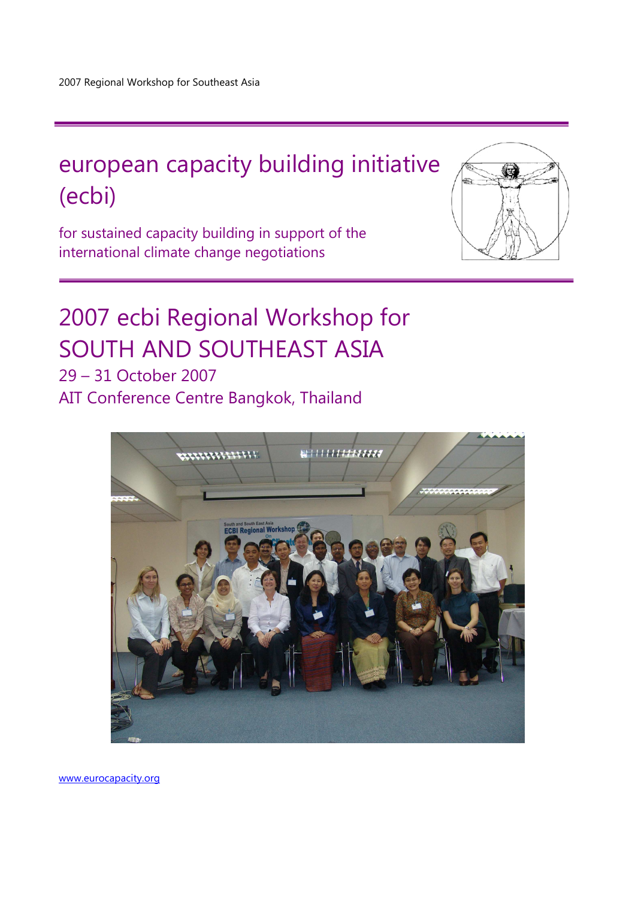# european capacity building initiative (ecbi)

for sustained capacity building in support of the international climate change negotiations

# 2007 ecbi Regional Workshop for SOUTH AND SOUTHEAST ASIA

29 – 31 October 2007

AIT Conference Centre Bangkok, Thailand

www.eurocapacity.org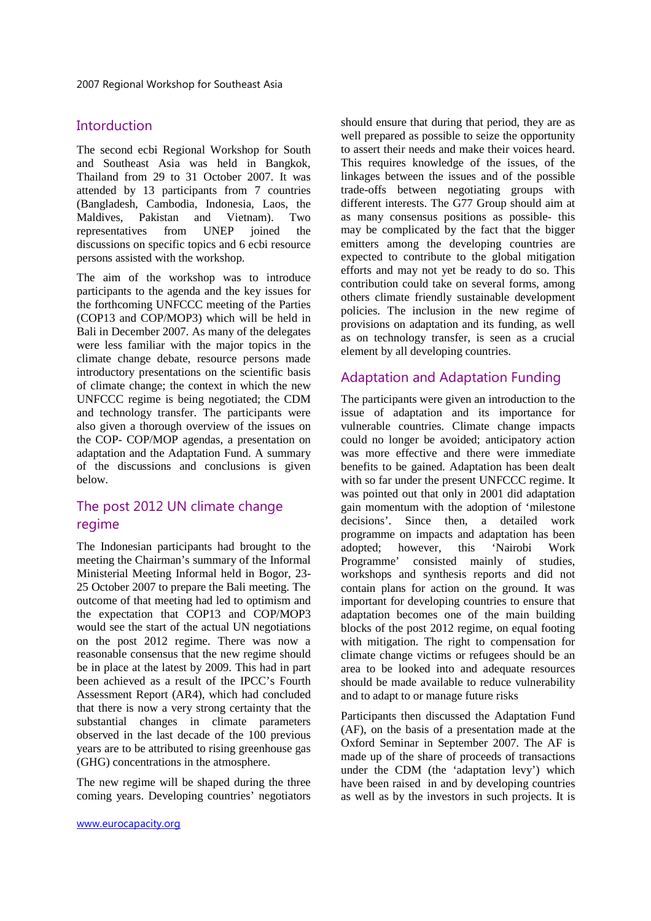## Intorduction

The second ecbi Regional Workshop for South and Southeast Asia was held in Bangkok, Thailand from 29 to 31 October 2007. It was attended by 13 participants from 7 countries (Bangladesh, Cambodia, Indonesia, Laos, the Maldives, Pakistan and Vietnam). Two representatives from UNEP joined the discussions on specific topics and 6 ecbi resource persons assisted with the workshop.

The aim of the workshop was to introduce participants to the agenda and the key issues for the forthcoming UNFCCC meeting of the Parties (COP13 and COP/MOP3) which will be held in Bali in December 2007. As many of the delegates were less familiar with the major topics in the climate change debate, resource persons made introductory presentations on the scientific basis of climate change; the context in which the new UNFCCC regime is being negotiated; the CDM and technology transfer. The participants were also given a thorough overview of the issues on the COP- COP/MOP agendas, a presentation on adaptation and the Adaptation Fund. A summary of the discussions and conclusions is given below.

## The post 2012 UN climate change regime

The Indonesian participants had brought to the meeting the Chairman's summary of the Informal Ministerial Meeting Informal held in Bogor, 23-25 October 2007 to prepare the Bali meeting. The outcome of that meeting had led to optimism and the expectation that COP13 and COP/MOP3 would see the start of the actual UN negotiations on the post 2012 regime. There was now a reasonable consensus that the new regime should be in place at the latest by 2009. This had in part been achieved as a result of the IPCC's Fourth Assessment Report (AR4), which had concluded that there is now a very strong certainty that the substantial changes in climate parameters observed in the last decade of the 100 previous years are to be attributed to rising greenhouse gas (GHG) concentrations in the atmosphere.

The new regime will be shaped during the three coming years. Developing countries' negotiators should ensure that during that period, they are as well prepared as possible to seize the opportunity to assert their needs and make their voices heard. This requires knowledge of the issues, of the linkages between the issues and of the possible trade-offs between negotiating groups with different interests. The G77 Group should aim at as many consensus positions as possible- this may be complicated by the fact that the bigger emitters among the developing countries are expected to contribute to the global mitigation efforts and may not yet be ready to do so. This contribution could take on several forms, among others climate friendly sustainable development policies. The inclusion in the new regime of provisions on adaptation and its funding, as well as on technology transfer, is seen as a crucial element by all developing countries.

## Adaptation and Adaptation Funding

The participants were given an introduction to the issue of adaptation and its importance for vulnerable countries. Climate change impacts could no longer be avoided; anticipatory action was more effective and there were immediate benefits to be gained. Adaptation has been dealt with so far under the present UNFCCC regime. It was pointed out that only in 2001 did adaptation gain momentum with the adoption of 'milestone decisions'. Since then, a detailed work programme on impacts and adaptation has been adopted; however, this 'Nairobi Work Programme' consisted mainly of studies, workshops and synthesis reports and did not contain plans for action on the ground. It was important for developing countries to ensure that adaptation becomes one of the main building blocks of the post 2012 regime, on equal footing with mitigation. The right to compensation for climate change victims or refugees should be an area to be looked into and adequate resources should be made available to reduce vulnerability and to adapt to or manage future risks

Participants then discussed the Adaptation Fund (AF), on the basis of a presentation made at the Oxford Seminar in September 2007. The AF is made up of the share of proceeds of transactions under the CDM (the 'adaptation levy') which have been raised in and by developing countries as well as by the investors in such projects. It is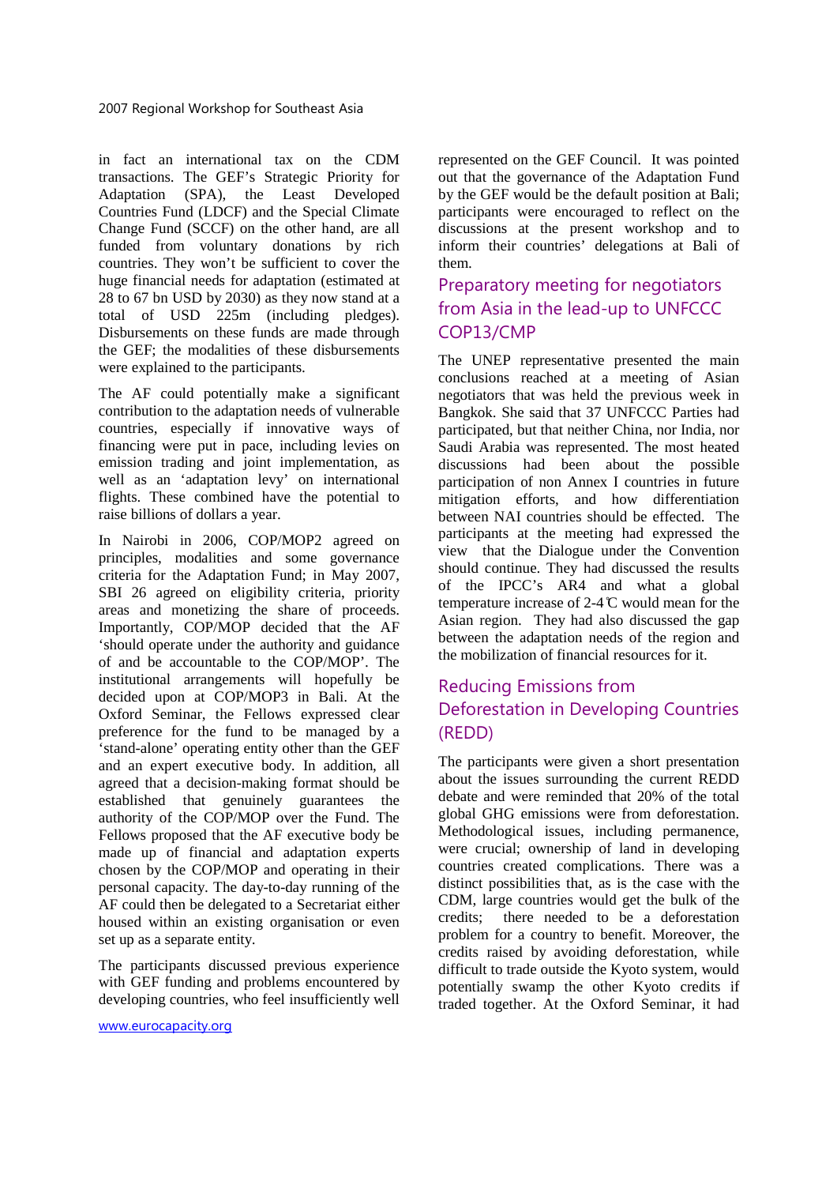in fact an international tax on the CDM transactions. The GEF's Strategic Priority for Adaptation (SPA), the Least Developed Countries Fund (LDCF) and the Special Climate Change Fund (SCCF) on the other hand, are all funded from voluntary donations by rich countries. They won't be sufficient to cover the huge financial needs for adaptation (estimated at 28 to 67 bn USD by 2030) as they now stand at a total of USD 225m (including pledges). Disbursements on these funds are made through the GEF; the modalities of these disbursements were explained to the participants.

The AF could potentially make a significant contribution to the adaptation needs of vulnerable countries, especially if innovative ways of financing were put in pace, including levies on emission trading and joint implementation, as well as an 'adaptation levy' on international flights. These combined have the potential to raise billions of dollars a year.

In Nairobi in 2006, COP/MOP2 agreed on principles, modalities and some governance criteria for the Adaptation Fund; in May 2007, SBI 26 agreed on eligibility criteria, priority areas and monetizing the share of proceeds. Importantly, COP/MOP decided that the AF 'should operate under the authority and guidance of and be accountable to the COP/MOP'. The institutional arrangements will hopefully be decided upon at COP/MOP3 in Bali. At the Oxford Seminar, the Fellows expressed clear preference for the fund to be managed by a 'stand-alone' operating entity other than the GEF and an expert executive body. In addition, all agreed that a decision-making format should be established that genuinely guarantees the authority of the COP/MOP over the Fund. The Fellows proposed that the AF executive body be made up of financial and adaptation experts chosen by the COP/MOP and operating in their personal capacity. The day-to-day running of the AF could then be delegated to a Secretariat either housed within an existing organisation or even set up as a separate entity.

The participants discussed previous experience with GEF funding and problems encountered by developing countries, who feel insufficiently well represented on the GEF Council. It was pointed out that the governance of the Adaptation Fund by the GEF would be the default position at Bali; participants were encouraged to reflect on the discussions at the present workshop and to inform their countries' delegations at Bali of them.

## Preparatory meeting for negotiators from Asia in the lead-up to UNFCCC COP13/CMP

The UNEP representative presented the main conclusions reached at a meeting of Asian negotiators that was held the previous week in Bangkok. She said that 37 UNFCCC Parties had participated, but that neither China, nor India, nor Saudi Arabia was represented. The most heated discussions had been about the possible participation of non Annex I countries in future mitigation efforts, and how differentiation between NAI countries should be effected. The participants at the meeting had expressed the view that the Dialogue under the Convention should continue. They had discussed the results of the IPCC's AR4 and what a global temperature increase of 2-4℃ would mean for the Asian region. They had also discussed the gap between the adaptation needs of the region and the mobilization of financial resources for it.

## Reducing Emissions from Deforestation in Developing Countries (REDD)

The participants were given a short presentation about the issues surrounding the current REDD debate and were reminded that 20% of the total global GHG emissions were from deforestation. Methodological issues, including permanence, were crucial; ownership of land in developing countries created complications. There was a distinct possibilities that, as is the case with the CDM, large countries would get the bulk of the credits; there needed to be a deforestation problem for a country to benefit. Moreover, the credits raised by avoiding deforestation, while difficult to trade outside the Kyoto system, would potentially swamp the other Kyoto credits if traded together. At the Oxford Seminar, it had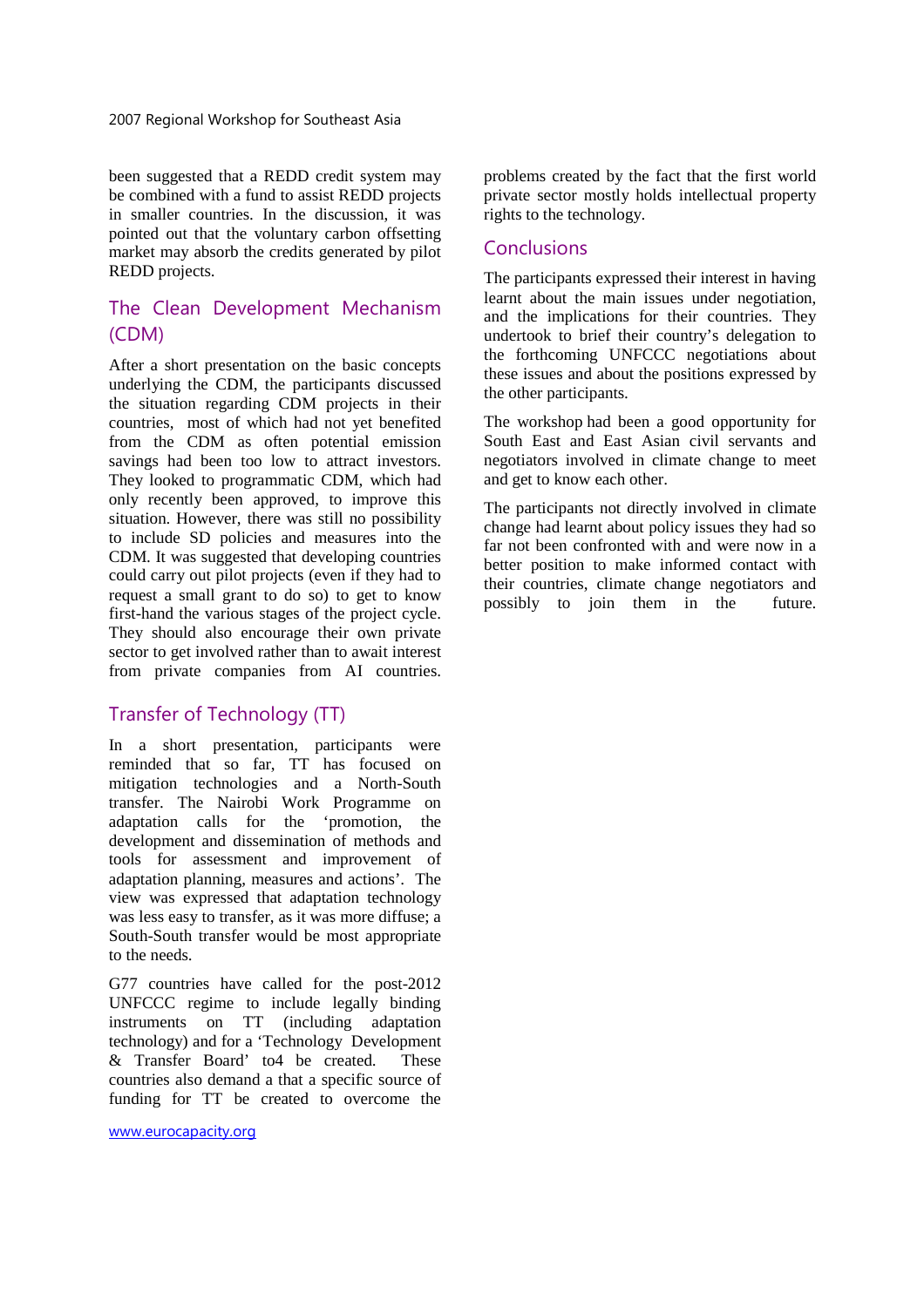been suggested that a REDD credit system may be combined with a fund to assist REDD projects in smaller countries. In the discussion, it was pointed out that the voluntary carbon offsetting market may absorb the credits generated by pilot REDD projects.

## The Clean Development Mechanism (CDM)

After a short presentation on the basic concepts underlying the CDM, the participants discussed the situation regarding CDM projects in their countries, most of which had not yet benefited from the CDM as often potential emission savings had been too low to attract investors. They looked to programmatic CDM, which had only recently been approved, to improve this situation. However, there was still no possibility to include SD policies and measures into the CDM. It was suggested that developing countries could carry out pilot projects (even if they had to request a small grant to do so) to get to know first-hand the various stages of the project cycle. They should also encourage their own private sector to get involved rather than to await interest from private companies from AI countries.

## Transfer of Technology (TT)

In a short presentation, participants were reminded that so far, TT has focused on mitigation technologies and a North-South transfer. The Nairobi Work Programme on adaptation calls for the 'promotion, the development and dissemination of methods and tools for assessment and improvement of adaptation planning, measures and actions'. The view was expressed that adaptation technology was less easy to transfer, as it was more diffuse; a South-South transfer would be most appropriate to the needs.

G77 countries have called for the post-2012 UNFCCC regime to include legally binding instruments on TT (including adaptation technology) and for a 'Technology Development & Transfer Board' to4 be created. These countries also demand a that a specific source of funding for TT be created to overcome the problems created by the fact that the first world private sector mostly holds intellectual property rights to the technology.

## Conclusions

The participants expressed their interest in having learnt about the main issues under negotiation, and the implications for their countries. They undertook to brief their country's delegation to the forthcoming UNFCCC negotiations about these issues and about the positions expressed by the other participants.

The workshop had been a good opportunity for South East and East Asian civil servants and negotiators involved in climate change to meet and get to know each other.

The participants not directly involved in climate change had learnt about policy issues they had so far not been confronted with and were now in a better position to make informed contact with their countries, climate change negotiators and possibly to join them in the future.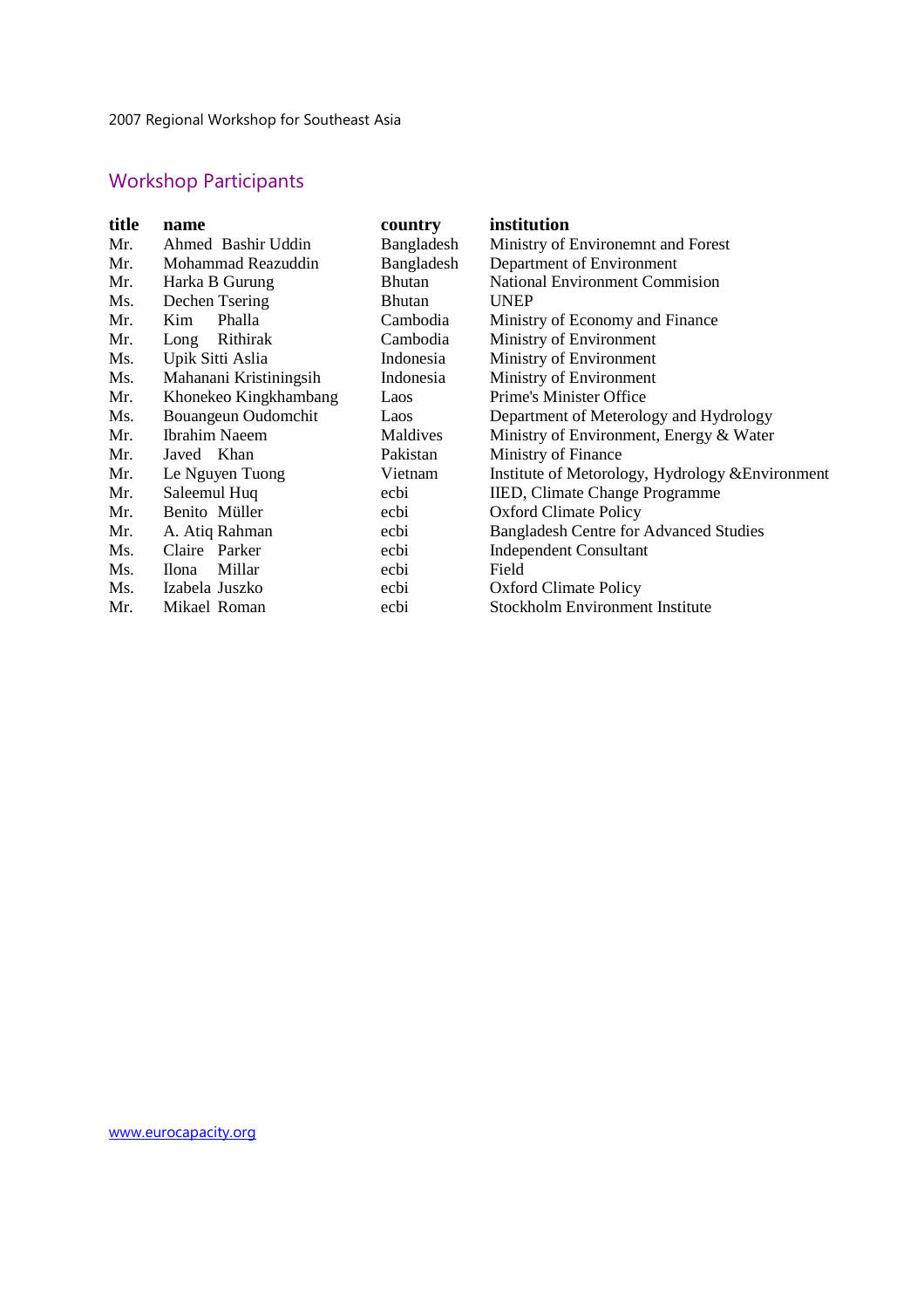2007 Regional Workshop for Southeast Asia

## Workshop Participants

| title | name | country | institution |
|---|---|---|---|
| Mr. | Ahmed Bashir Uddin | Bangladesh | Ministry of Environemnt and Forest |
| Mr. | Mohammad Reazuddin | Bangladesh | Department of Environment |
| Mr. | Harka B Gurung | Bhutan | National Environment Commision |
| Ms. | Dechen Tsering | Bhutan | UNEP |
| Mr. | Kim Phalla | Cambodia | Ministry of Economy and Finance |
| Mr. | Long Rithirak | Cambodia | Ministry of Environment |
| Ms. | Upik Sitti Aslia | Indonesia | Ministry of Environment |
| Ms. | Mahanani Kristiningsih | Indonesia | Ministry of Environment |
| Mr. | Khonekeo Kingkhambang | Laos | Prime's Minister Office |
| Ms. | Bouangeun Oudomchit | Laos | Department of Meterology and Hydrology |
| Mr. | Ibrahim Naeem | Maldives | Ministry of Environment, Energy & Water |
| Mr. | Javed Khan | Pakistan | Ministry of Finance |
| Mr. | Le Nguyen Tuong | Vietnam | Institute of Metorology, Hydrology &Environment |
| Mr. | Saleemul Huq | ecbi | IIED, Climate Change Programme |
| Mr. | Benito Müller | ecbi | Oxford Climate Policy |
| Mr. | A. Atiq Rahman | ecbi | Bangladesh Centre for Advanced Studies |
| Ms. | Claire Parker | ecbi | Independent Consultant |
| Ms. | Ilona Millar | ecbi | Field |
| Ms. | Izabela Juszko | ecbi | Oxford Climate Policy |
| Mr. | Mikael Roman | ecbi | Stockholm Environment Institute |

www.eurocapacity.org